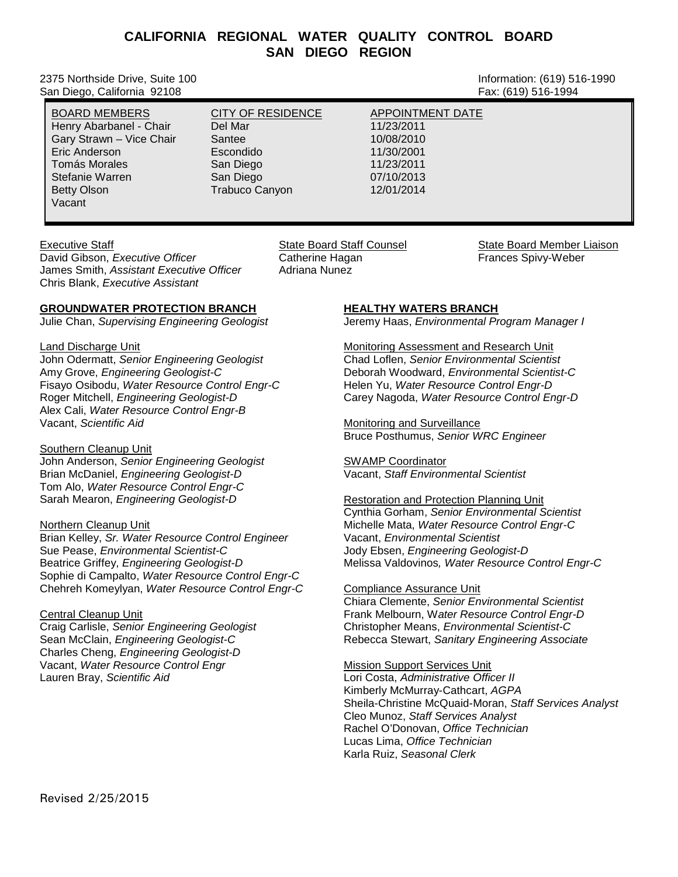# CALIFORNIA REGIONAL WATER QUALITY CONTROL BOARD
## SAN DIEGO REGION

2375 Northside Drive, Suite 100
San Diego, California 92108

Information: (619) 516-1990
Fax: (619) 516-1994

| BOARD MEMBERS | CITY OF RESIDENCE | APPOINTMENT DATE |
|---|---|---|
| Henry Abarbanel - Chair | Del Mar | 11/23/2011 |
| Gary Strawn – Vice Chair | Santee | 10/08/2010 |
| Eric Anderson | Escondido | 11/30/2001 |
| Tomás Morales | San Diego | 11/23/2011 |
| Stefanie Warren | San Diego | 07/10/2013 |
| Betty Olson | Trabuco Canyon | 12/01/2014 |
| Vacant | | |

Executive Staff
David Gibson, *Executive Officer*
James Smith, *Assistant Executive Officer*
Chris Blank, *Executive Assistant*

State Board Staff Counsel
Catherine Hagan
Adriana Nunez

State Board Member Liaison
Frances Spivy-Weber

**GROUNDWATER PROTECTION BRANCH**
Julie Chan, *Supervising Engineering Geologist*

Land Discharge Unit
John Odermatt, *Senior Engineering Geologist*
Amy Grove, *Engineering Geologist-C*
Fisayo Osibodu, *Water Resource Control Engr-C*
Roger Mitchell, *Engineering Geologist-D*
Alex Cali, *Water Resource Control Engr-B*
Vacant, *Scientific Aid*

Southern Cleanup Unit
John Anderson, *Senior Engineering Geologist*
Brian McDaniel, *Engineering Geologist-D*
Tom Alo, *Water Resource Control Engr-C*
Sarah Mearon, *Engineering Geologist-D*

Northern Cleanup Unit
Brian Kelley, *Sr. Water Resource Control Engineer*
Sue Pease, *Environmental Scientist-C*
Beatrice Griffey, *Engineering Geologist-D*
Sophie di Campalto, *Water Resource Control Engr-C*
Chehreh Komeylyan, *Water Resource Control Engr-C*

Central Cleanup Unit
Craig Carlisle, *Senior Engineering Geologist*
Sean McClain, *Engineering Geologist-C*
Charles Cheng, *Engineering Geologist-D*
Vacant, *Water Resource Control Engr*
Lauren Bray, *Scientific Aid*

**HEALTHY WATERS BRANCH**
Jeremy Haas, *Environmental Program Manager I*

Monitoring Assessment and Research Unit
Chad Loflen, *Senior Environmental Scientist*
Deborah Woodward, *Environmental Scientist-C*
Helen Yu, *Water Resource Control Engr-D*
Carey Nagoda, *Water Resource Control Engr-D*

Monitoring and Surveillance
Bruce Posthumus, *Senior WRC Engineer*

SWAMP Coordinator
Vacant, *Staff Environmental Scientist*

Restoration and Protection Planning Unit
Cynthia Gorham, *Senior Environmental Scientist*
Michelle Mata, *Water Resource Control Engr-C*
Vacant, *Environmental Scientist*
Jody Ebsen, *Engineering Geologist-D*
Melissa Valdovinos, *Water Resource Control Engr-C*

Compliance Assurance Unit
Chiara Clemente, *Senior Environmental Scientist*
Frank Melbourn, *Water Resource Control Engr-D*
Christopher Means, *Environmental Scientist-C*
Rebecca Stewart, *Sanitary Engineering Associate*

Mission Support Services Unit
Lori Costa, *Administrative Officer II*
Kimberly McMurray-Cathcart, *AGPA*
Sheila-Christine McQuaid-Moran, *Staff Services Analyst*
Cleo Munoz, *Staff Services Analyst*
Rachel O'Donovan, *Office Technician*
Lucas Lima, *Office Technician*
Karla Ruiz, *Seasonal Clerk*

Revised 2/25/2015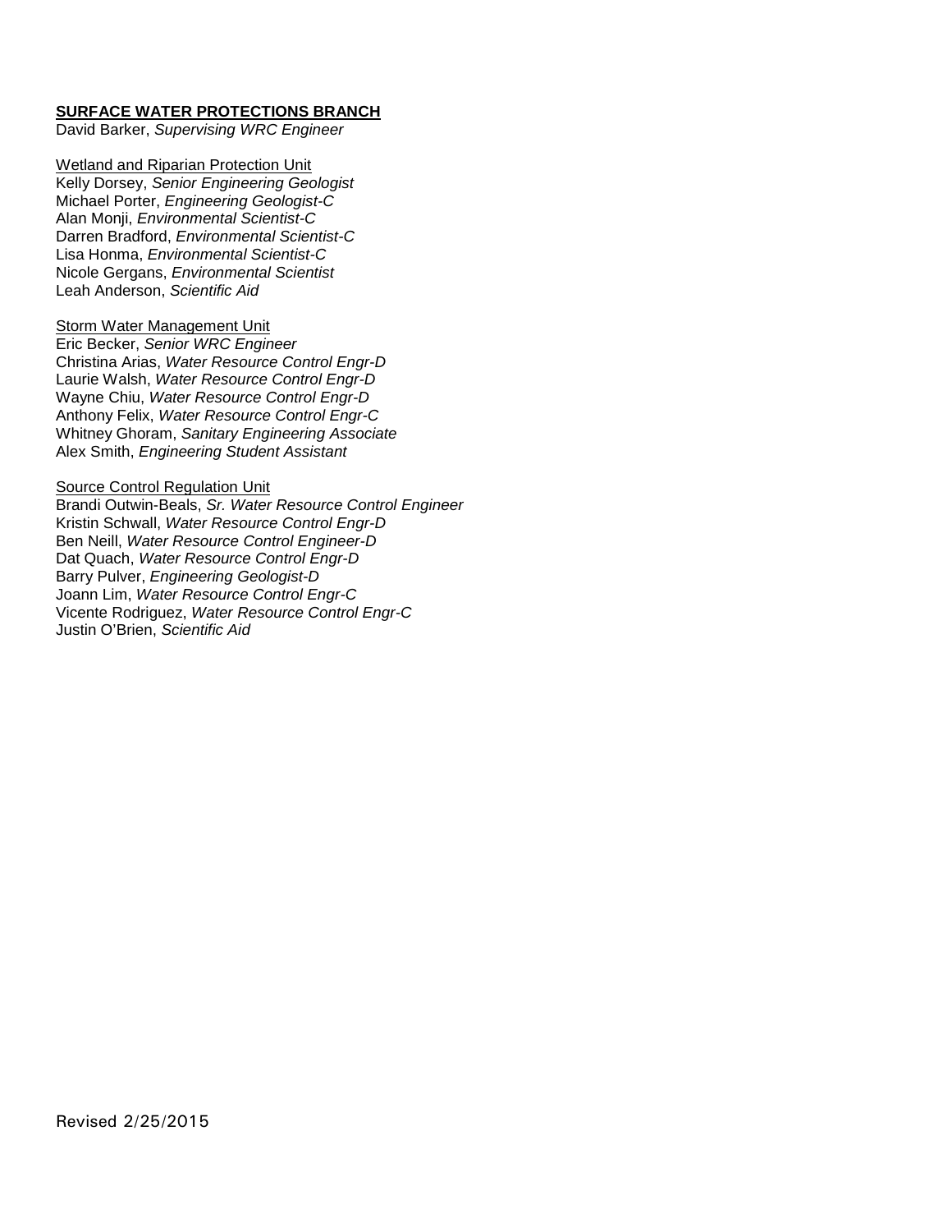**SURFACE WATER PROTECTIONS BRANCH**
David Barker, *Supervising WRC Engineer*

Wetland and Riparian Protection Unit
Kelly Dorsey, *Senior Engineering Geologist*
Michael Porter, *Engineering Geologist-C*
Alan Monji, *Environmental Scientist-C*
Darren Bradford, *Environmental Scientist-C*
Lisa Honma, *Environmental Scientist-C*
Nicole Gergans, *Environmental Scientist*
Leah Anderson, *Scientific Aid*

Storm Water Management Unit
Eric Becker, *Senior WRC Engineer*
Christina Arias, *Water Resource Control Engr-D*
Laurie Walsh, *Water Resource Control Engr-D*
Wayne Chiu, *Water Resource Control Engr-D*
Anthony Felix, *Water Resource Control Engr-C*
Whitney Ghoram, *Sanitary Engineering Associate*
Alex Smith, *Engineering Student Assistant*

Source Control Regulation Unit
Brandi Outwin-Beals, *Sr. Water Resource Control Engineer*
Kristin Schwall, *Water Resource Control Engr-D*
Ben Neill, *Water Resource Control Engineer-D*
Dat Quach, *Water Resource Control Engr-D*
Barry Pulver, *Engineering Geologist-D*
Joann Lim, *Water Resource Control Engr-C*
Vicente Rodriguez, *Water Resource Control Engr-C*
Justin O'Brien, *Scientific Aid*

Revised 2/25/2015